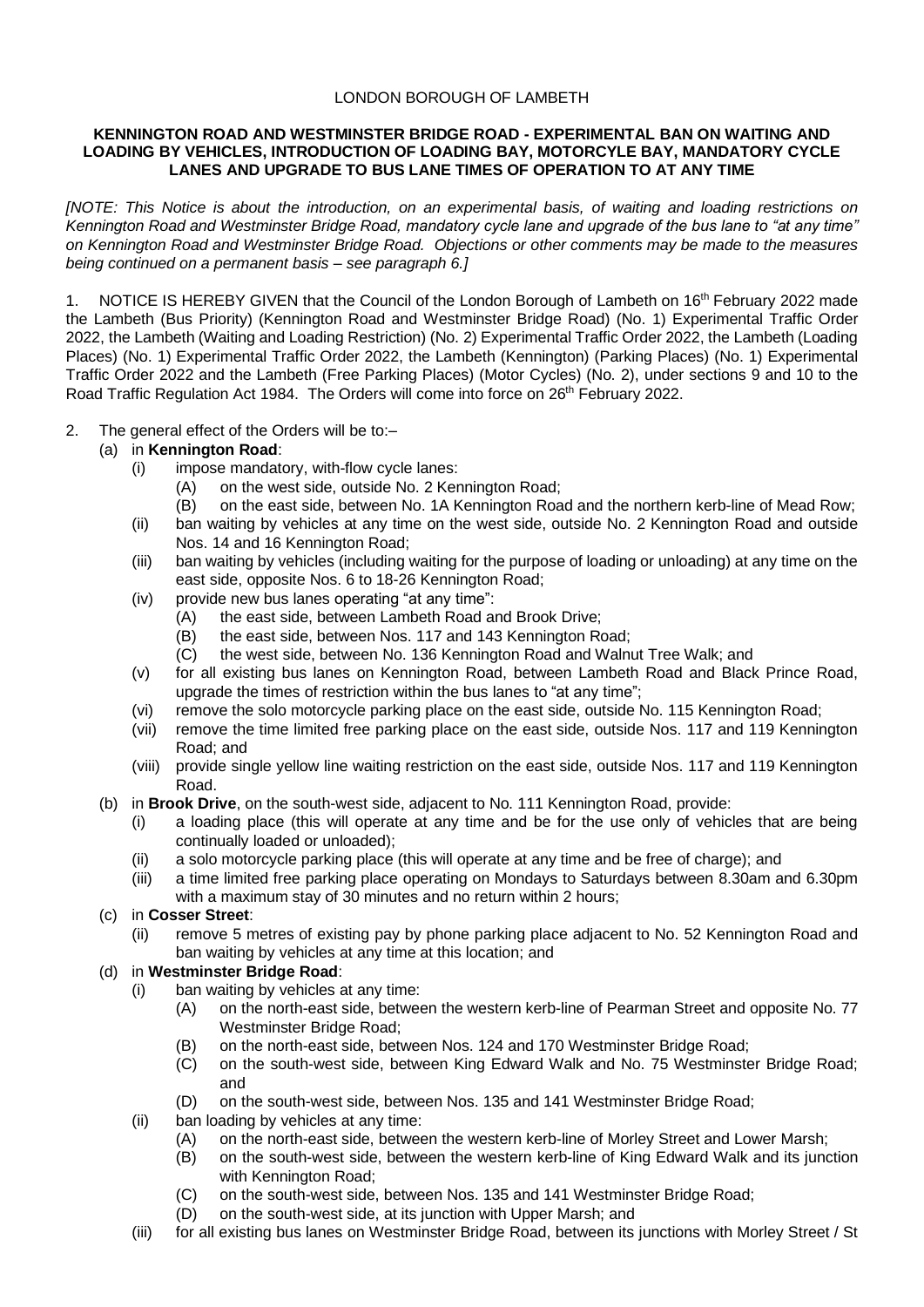LONDON BOROUGH OF LAMBETH

**KENNINGTON ROAD AND WESTMINSTER BRIDGE ROAD - EXPERIMENTAL BAN ON WAITING AND LOADING BY VEHICLES, INTRODUCTION OF LOADING BAY, MOTORCYLE BAY, MANDATORY CYCLE LANES AND UPGRADE TO BUS LANE TIMES OF OPERATION TO AT ANY TIME**

*[NOTE: This Notice is about the introduction, on an experimental basis, of waiting and loading restrictions on Kennington Road and Westminster Bridge Road, mandatory cycle lane and upgrade of the bus lane to "at any time" on Kennington Road and Westminster Bridge Road. Objections or other comments may be made to the measures being continued on a permanent basis – see paragraph 6.]*

1. NOTICE IS HEREBY GIVEN that the Council of the London Borough of Lambeth on 16th February 2022 made the Lambeth (Bus Priority) (Kennington Road and Westminster Bridge Road) (No. 1) Experimental Traffic Order 2022, the Lambeth (Waiting and Loading Restriction) (No. 2) Experimental Traffic Order 2022, the Lambeth (Loading Places) (No. 1) Experimental Traffic Order 2022, the Lambeth (Kennington) (Parking Places) (No. 1) Experimental Traffic Order 2022 and the Lambeth (Free Parking Places) (Motor Cycles) (No. 2), under sections 9 and 10 to the Road Traffic Regulation Act 1984. The Orders will come into force on 26th February 2022.

2. The general effect of the Orders will be to:–
   - (a) in **Kennington Road**:
     - (i) impose mandatory, with-flow cycle lanes:
       - (A) on the west side, outside No. 2 Kennington Road;
       - (B) on the east side, between No. 1A Kennington Road and the northern kerb-line of Mead Row;
     - (ii) ban waiting by vehicles at any time on the west side, outside No. 2 Kennington Road and outside Nos. 14 and 16 Kennington Road;
     - (iii) ban waiting by vehicles (including waiting for the purpose of loading or unloading) at any time on the east side, opposite Nos. 6 to 18-26 Kennington Road;
     - (iv) provide new bus lanes operating "at any time":
       - (A) the east side, between Lambeth Road and Brook Drive;
       - (B) the east side, between Nos. 117 and 143 Kennington Road;
       - (C) the west side, between No. 136 Kennington Road and Walnut Tree Walk; and
     - (v) for all existing bus lanes on Kennington Road, between Lambeth Road and Black Prince Road, upgrade the times of restriction within the bus lanes to "at any time";
     - (vi) remove the solo motorcycle parking place on the east side, outside No. 115 Kennington Road;
     - (vii) remove the time limited free parking place on the east side, outside Nos. 117 and 119 Kennington Road; and
     - (viii) provide single yellow line waiting restriction on the east side, outside Nos. 117 and 119 Kennington Road.
   - (b) in **Brook Drive**, on the south-west side, adjacent to No. 111 Kennington Road, provide:
     - (i) a loading place (this will operate at any time and be for the use only of vehicles that are being continually loaded or unloaded);
     - (ii) a solo motorcycle parking place (this will operate at any time and be free of charge); and
     - (iii) a time limited free parking place operating on Mondays to Saturdays between 8.30am and 6.30pm with a maximum stay of 30 minutes and no return within 2 hours;
   - (c) in **Cosser Street**:
     - (ii) remove 5 metres of existing pay by phone parking place adjacent to No. 52 Kennington Road and ban waiting by vehicles at any time at this location; and
   - (d) in **Westminster Bridge Road**:
     - (i) ban waiting by vehicles at any time:
       - (A) on the north-east side, between the western kerb-line of Pearman Street and opposite No. 77 Westminster Bridge Road;
       - (B) on the north-east side, between Nos. 124 and 170 Westminster Bridge Road;
       - (C) on the south-west side, between King Edward Walk and No. 75 Westminster Bridge Road; and
       - (D) on the south-west side, between Nos. 135 and 141 Westminster Bridge Road;
     - (ii) ban loading by vehicles at any time:
       - (A) on the north-east side, between the western kerb-line of Morley Street and Lower Marsh;
       - (B) on the south-west side, between the western kerb-line of King Edward Walk and its junction with Kennington Road;
       - (C) on the south-west side, between Nos. 135 and 141 Westminster Bridge Road;
       - (D) on the south-west side, at its junction with Upper Marsh; and
     - (iii) for all existing bus lanes on Westminster Bridge Road, between its junctions with Morley Street / St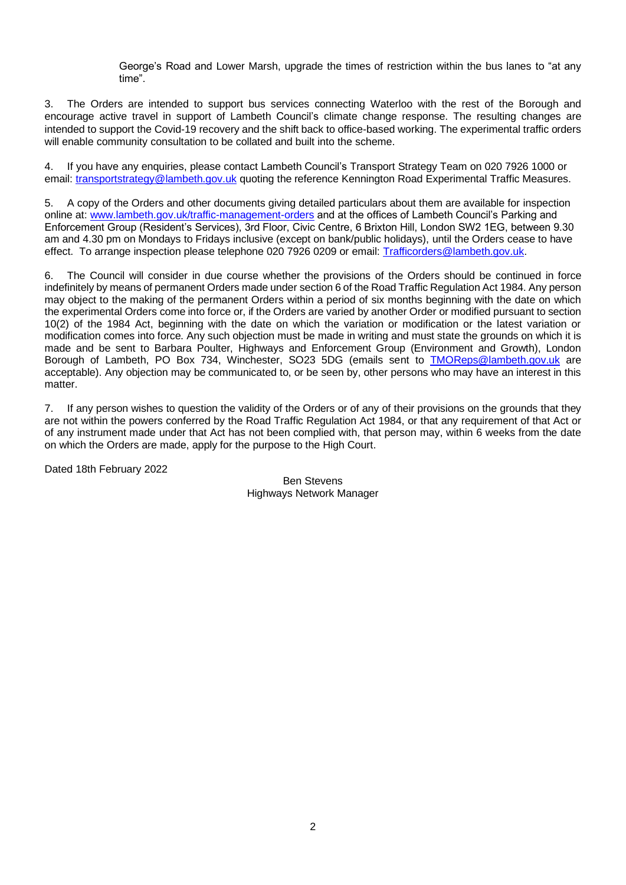George's Road and Lower Marsh, upgrade the times of restriction within the bus lanes to "at any time".

3. The Orders are intended to support bus services connecting Waterloo with the rest of the Borough and encourage active travel in support of Lambeth Council's climate change response. The resulting changes are intended to support the Covid-19 recovery and the shift back to office-based working. The experimental traffic orders will enable community consultation to be collated and built into the scheme.

4. If you have any enquiries, please contact Lambeth Council's Transport Strategy Team on 020 7926 1000 or email: transportstrategy@lambeth.gov.uk quoting the reference Kennington Road Experimental Traffic Measures.

5. A copy of the Orders and other documents giving detailed particulars about them are available for inspection online at: www.lambeth.gov.uk/traffic-management-orders and at the offices of Lambeth Council's Parking and Enforcement Group (Resident's Services), 3rd Floor, Civic Centre, 6 Brixton Hill, London SW2 1EG, between 9.30 am and 4.30 pm on Mondays to Fridays inclusive (except on bank/public holidays), until the Orders cease to have effect. To arrange inspection please telephone 020 7926 0209 or email: Trafficorders@lambeth.gov.uk.

6. The Council will consider in due course whether the provisions of the Orders should be continued in force indefinitely by means of permanent Orders made under section 6 of the Road Traffic Regulation Act 1984. Any person may object to the making of the permanent Orders within a period of six months beginning with the date on which the experimental Orders come into force or, if the Orders are varied by another Order or modified pursuant to section 10(2) of the 1984 Act, beginning with the date on which the variation or modification or the latest variation or modification comes into force. Any such objection must be made in writing and must state the grounds on which it is made and be sent to Barbara Poulter, Highways and Enforcement Group (Environment and Growth), London Borough of Lambeth, PO Box 734, Winchester, SO23 5DG (emails sent to TMOReps@lambeth.gov.uk are acceptable). Any objection may be communicated to, or be seen by, other persons who may have an interest in this matter.

7. If any person wishes to question the validity of the Orders or of any of their provisions on the grounds that they are not within the powers conferred by the Road Traffic Regulation Act 1984, or that any requirement of that Act or of any instrument made under that Act has not been complied with, that person may, within 6 weeks from the date on which the Orders are made, apply for the purpose to the High Court.

Dated 18th February 2022

Ben Stevens
Highways Network Manager